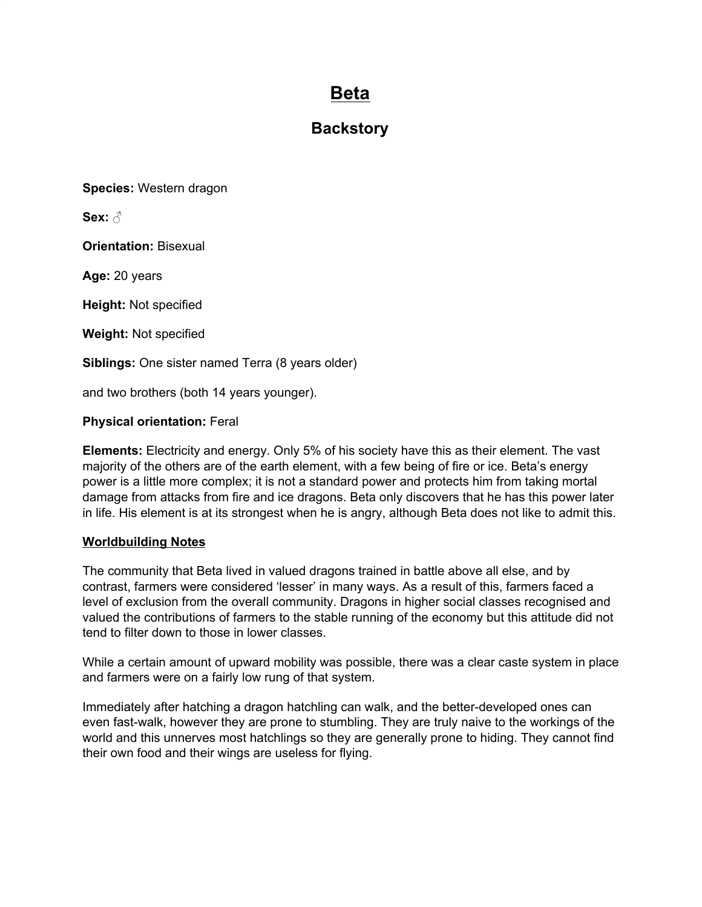# Beta

## Backstory

**Species:** Western dragon

**Sex:** ♂

**Orientation:** Bisexual

**Age:** 20 years

**Height:** Not specified

**Weight:** Not specified

**Siblings:** One sister named Terra (8 years older)

and two brothers (both 14 years younger).

**Physical orientation:** Feral

**Elements:** Electricity and energy. Only 5% of his society have this as their element. The vast majority of the others are of the earth element, with a few being of fire or ice. Beta's energy power is a little more complex; it is not a standard power and protects him from taking mortal damage from attacks from fire and ice dragons. Beta only discovers that he has this power later in life. His element is at its strongest when he is angry, although Beta does not like to admit this.

**Worldbuilding Notes**

The community that Beta lived in valued dragons trained in battle above all else, and by contrast, farmers were considered 'lesser' in many ways. As a result of this, farmers faced a level of exclusion from the overall community. Dragons in higher social classes recognised and valued the contributions of farmers to the stable running of the economy but this attitude did not tend to filter down to those in lower classes.

While a certain amount of upward mobility was possible, there was a clear caste system in place and farmers were on a fairly low rung of that system.

Immediately after hatching a dragon hatchling can walk, and the better-developed ones can even fast-walk, however they are prone to stumbling. They are truly naive to the workings of the world and this unnerves most hatchlings so they are generally prone to hiding. They cannot find their own food and their wings are useless for flying.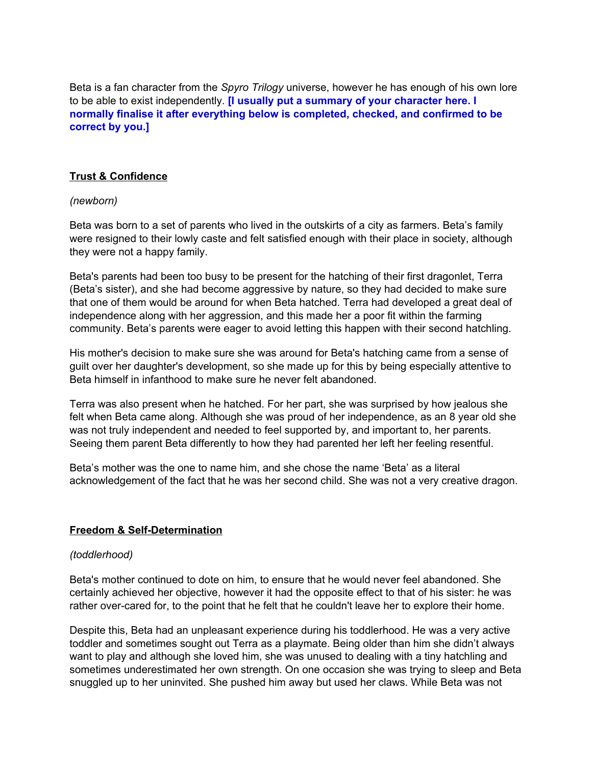Beta is a fan character from the *Spyro Trilogy* universe, however he has enough of his own lore to be able to exist independently. **[I usually put a summary of your character here. I normally finalise it after everything below is completed, checked, and confirmed to be correct by you.]**

## Trust & Confidence

*(newborn)*

Beta was born to a set of parents who lived in the outskirts of a city as farmers. Beta's family were resigned to their lowly caste and felt satisfied enough with their place in society, although they were not a happy family.

Beta's parents had been too busy to be present for the hatching of their first dragonlet, Terra (Beta's sister), and she had become aggressive by nature, so they had decided to make sure that one of them would be around for when Beta hatched. Terra had developed a great deal of independence along with her aggression, and this made her a poor fit within the farming community. Beta's parents were eager to avoid letting this happen with their second hatchling.

His mother's decision to make sure she was around for Beta's hatching came from a sense of guilt over her daughter's development, so she made up for this by being especially attentive to Beta himself in infanthood to make sure he never felt abandoned.

Terra was also present when he hatched. For her part, she was surprised by how jealous she felt when Beta came along. Although she was proud of her independence, as an 8 year old she was not truly independent and needed to feel supported by, and important to, her parents. Seeing them parent Beta differently to how they had parented her left her feeling resentful.

Beta's mother was the one to name him, and she chose the name 'Beta' as a literal acknowledgement of the fact that he was her second child. She was not a very creative dragon.

## Freedom & Self-Determination

*(toddlerhood)*

Beta's mother continued to dote on him, to ensure that he would never feel abandoned. She certainly achieved her objective, however it had the opposite effect to that of his sister: he was rather over-cared for, to the point that he felt that he couldn't leave her to explore their home.

Despite this, Beta had an unpleasant experience during his toddlerhood. He was a very active toddler and sometimes sought out Terra as a playmate. Being older than him she didn't always want to play and although she loved him, she was unused to dealing with a tiny hatchling and sometimes underestimated her own strength. On one occasion she was trying to sleep and Beta snuggled up to her uninvited. She pushed him away but used her claws. While Beta was not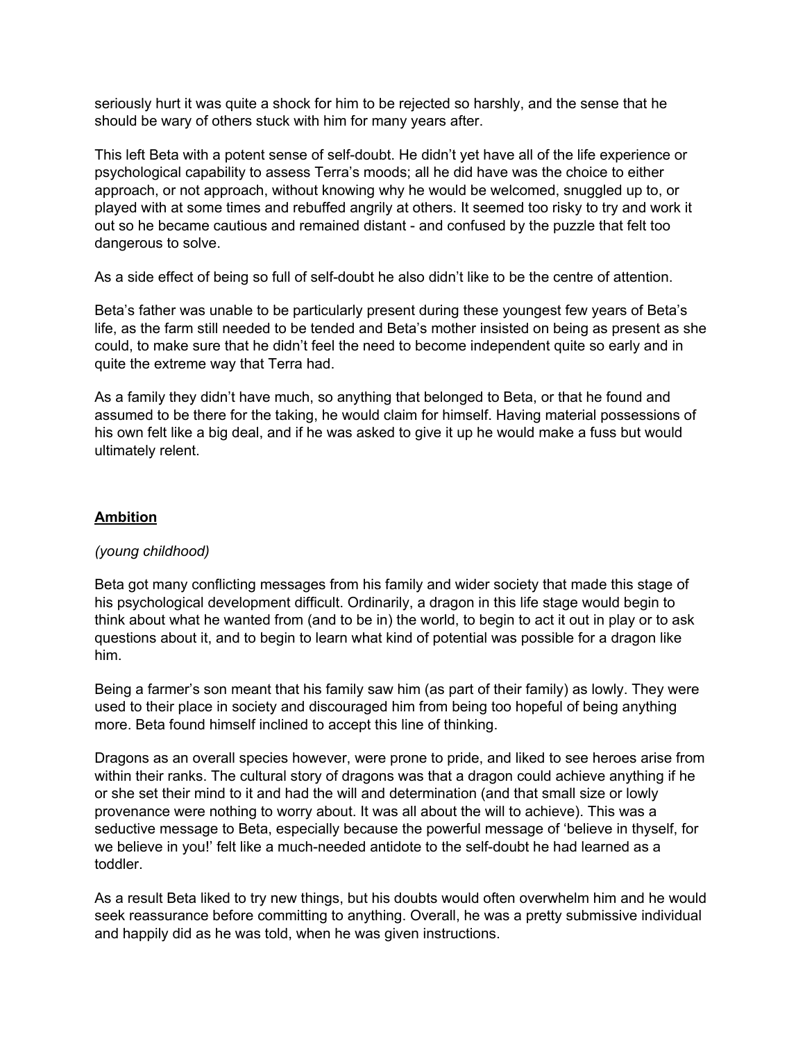seriously hurt it was quite a shock for him to be rejected so harshly, and the sense that he should be wary of others stuck with him for many years after.

This left Beta with a potent sense of self-doubt. He didn't yet have all of the life experience or psychological capability to assess Terra's moods; all he did have was the choice to either approach, or not approach, without knowing why he would be welcomed, snuggled up to, or played with at some times and rebuffed angrily at others. It seemed too risky to try and work it out so he became cautious and remained distant - and confused by the puzzle that felt too dangerous to solve.

As a side effect of being so full of self-doubt he also didn't like to be the centre of attention.

Beta's father was unable to be particularly present during these youngest few years of Beta's life, as the farm still needed to be tended and Beta's mother insisted on being as present as she could, to make sure that he didn't feel the need to become independent quite so early and in quite the extreme way that Terra had.

As a family they didn't have much, so anything that belonged to Beta, or that he found and assumed to be there for the taking, he would claim for himself. Having material possessions of his own felt like a big deal, and if he was asked to give it up he would make a fuss but would ultimately relent.

## Ambition

*(young childhood)*

Beta got many conflicting messages from his family and wider society that made this stage of his psychological development difficult. Ordinarily, a dragon in this life stage would begin to think about what he wanted from (and to be in) the world, to begin to act it out in play or to ask questions about it, and to begin to learn what kind of potential was possible for a dragon like him.

Being a farmer's son meant that his family saw him (as part of their family) as lowly. They were used to their place in society and discouraged him from being too hopeful of being anything more. Beta found himself inclined to accept this line of thinking.

Dragons as an overall species however, were prone to pride, and liked to see heroes arise from within their ranks. The cultural story of dragons was that a dragon could achieve anything if he or she set their mind to it and had the will and determination (and that small size or lowly provenance were nothing to worry about. It was all about the will to achieve). This was a seductive message to Beta, especially because the powerful message of 'believe in thyself, for we believe in you!' felt like a much-needed antidote to the self-doubt he had learned as a toddler.

As a result Beta liked to try new things, but his doubts would often overwhelm him and he would seek reassurance before committing to anything. Overall, he was a pretty submissive individual and happily did as he was told, when he was given instructions.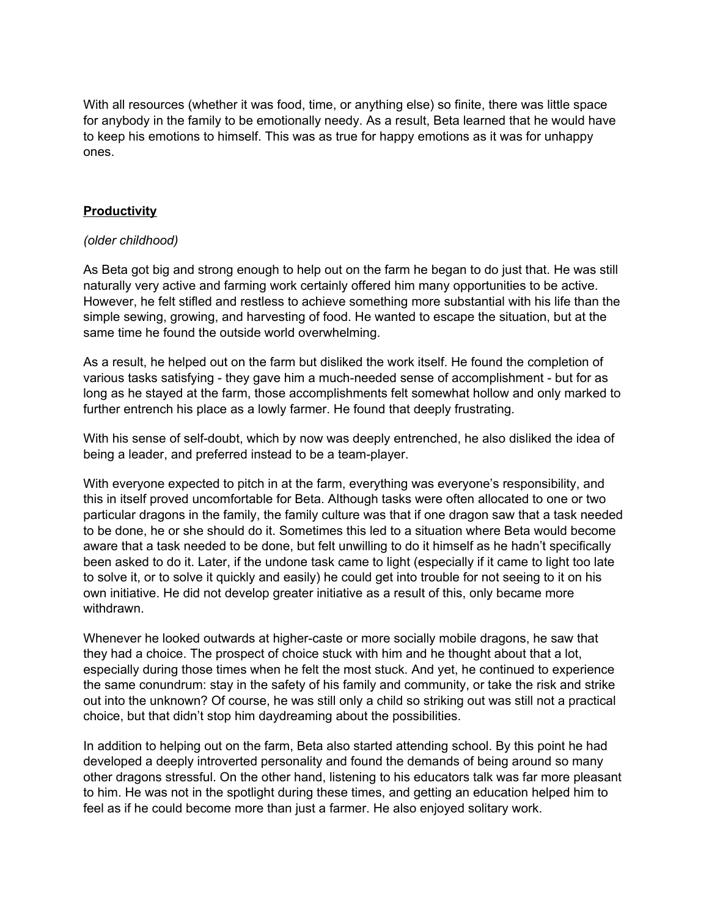With all resources (whether it was food, time, or anything else) so finite, there was little space for anybody in the family to be emotionally needy. As a result, Beta learned that he would have to keep his emotions to himself. This was as true for happy emotions as it was for unhappy ones.

### **Productivity**

*(older childhood)*

As Beta got big and strong enough to help out on the farm he began to do just that. He was still naturally very active and farming work certainly offered him many opportunities to be active. However, he felt stifled and restless to achieve something more substantial with his life than the simple sewing, growing, and harvesting of food. He wanted to escape the situation, but at the same time he found the outside world overwhelming.

As a result, he helped out on the farm but disliked the work itself. He found the completion of various tasks satisfying - they gave him a much-needed sense of accomplishment - but for as long as he stayed at the farm, those accomplishments felt somewhat hollow and only marked to further entrench his place as a lowly farmer. He found that deeply frustrating.

With his sense of self-doubt, which by now was deeply entrenched, he also disliked the idea of being a leader, and preferred instead to be a team-player.

With everyone expected to pitch in at the farm, everything was everyone's responsibility, and this in itself proved uncomfortable for Beta. Although tasks were often allocated to one or two particular dragons in the family, the family culture was that if one dragon saw that a task needed to be done, he or she should do it. Sometimes this led to a situation where Beta would become aware that a task needed to be done, but felt unwilling to do it himself as he hadn't specifically been asked to do it. Later, if the undone task came to light (especially if it came to light too late to solve it, or to solve it quickly and easily) he could get into trouble for not seeing to it on his own initiative. He did not develop greater initiative as a result of this, only became more withdrawn.

Whenever he looked outwards at higher-caste or more socially mobile dragons, he saw that they had a choice. The prospect of choice stuck with him and he thought about that a lot, especially during those times when he felt the most stuck. And yet, he continued to experience the same conundrum: stay in the safety of his family and community, or take the risk and strike out into the unknown? Of course, he was still only a child so striking out was still not a practical choice, but that didn't stop him daydreaming about the possibilities.

In addition to helping out on the farm, Beta also started attending school. By this point he had developed a deeply introverted personality and found the demands of being around so many other dragons stressful. On the other hand, listening to his educators talk was far more pleasant to him. He was not in the spotlight during these times, and getting an education helped him to feel as if he could become more than just a farmer. He also enjoyed solitary work.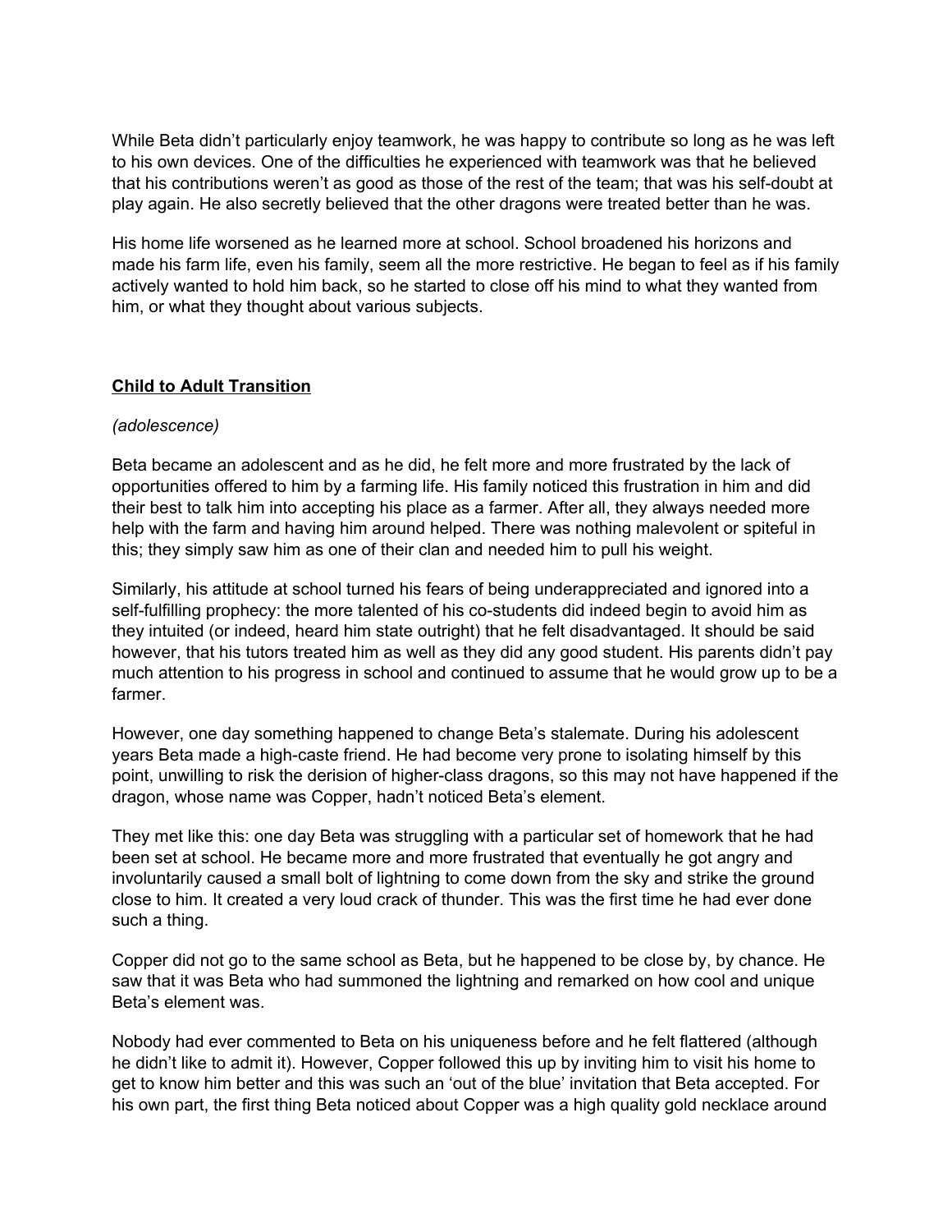While Beta didn't particularly enjoy teamwork, he was happy to contribute so long as he was left to his own devices. One of the difficulties he experienced with teamwork was that he believed that his contributions weren't as good as those of the rest of the team; that was his self-doubt at play again. He also secretly believed that the other dragons were treated better than he was.

His home life worsened as he learned more at school. School broadened his horizons and made his farm life, even his family, seem all the more restrictive. He began to feel as if his family actively wanted to hold him back, so he started to close off his mind to what they wanted from him, or what they thought about various subjects.

## Child to Adult Transition

*(adolescence)*

Beta became an adolescent and as he did, he felt more and more frustrated by the lack of opportunities offered to him by a farming life. His family noticed this frustration in him and did their best to talk him into accepting his place as a farmer. After all, they always needed more help with the farm and having him around helped. There was nothing malevolent or spiteful in this; they simply saw him as one of their clan and needed him to pull his weight.

Similarly, his attitude at school turned his fears of being underappreciated and ignored into a self-fulfilling prophecy: the more talented of his co-students did indeed begin to avoid him as they intuited (or indeed, heard him state outright) that he felt disadvantaged. It should be said however, that his tutors treated him as well as they did any good student. His parents didn't pay much attention to his progress in school and continued to assume that he would grow up to be a farmer.

However, one day something happened to change Beta's stalemate. During his adolescent years Beta made a high-caste friend. He had become very prone to isolating himself by this point, unwilling to risk the derision of higher-class dragons, so this may not have happened if the dragon, whose name was Copper, hadn't noticed Beta's element.

They met like this: one day Beta was struggling with a particular set of homework that he had been set at school. He became more and more frustrated that eventually he got angry and involuntarily caused a small bolt of lightning to come down from the sky and strike the ground close to him. It created a very loud crack of thunder. This was the first time he had ever done such a thing.

Copper did not go to the same school as Beta, but he happened to be close by, by chance. He saw that it was Beta who had summoned the lightning and remarked on how cool and unique Beta's element was.

Nobody had ever commented to Beta on his uniqueness before and he felt flattered (although he didn't like to admit it). However, Copper followed this up by inviting him to visit his home to get to know him better and this was such an 'out of the blue' invitation that Beta accepted. For his own part, the first thing Beta noticed about Copper was a high quality gold necklace around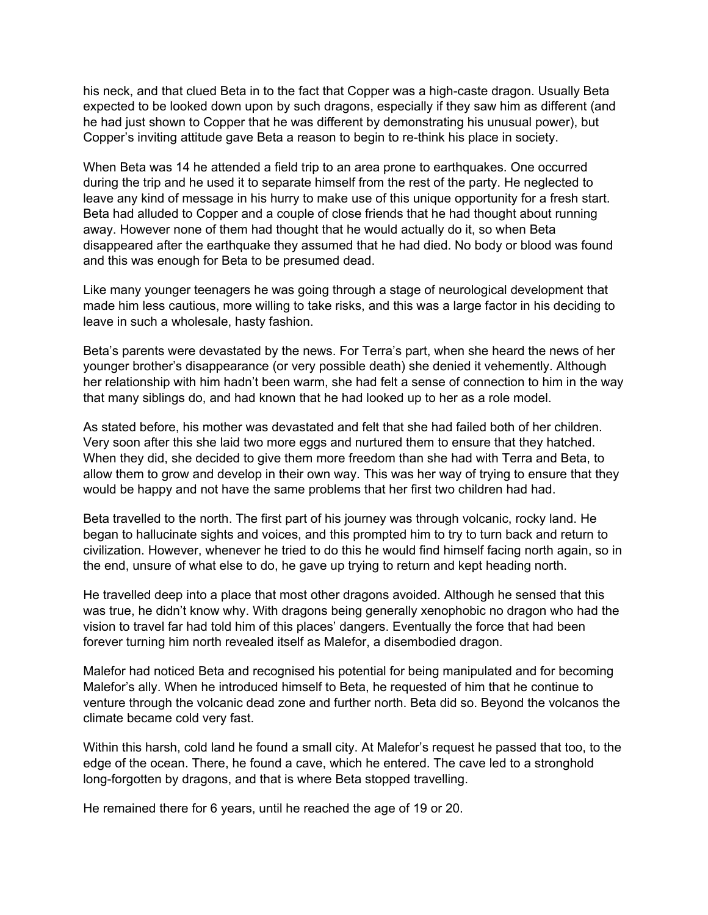his neck, and that clued Beta in to the fact that Copper was a high-caste dragon. Usually Beta expected to be looked down upon by such dragons, especially if they saw him as different (and he had just shown to Copper that he was different by demonstrating his unusual power), but Copper's inviting attitude gave Beta a reason to begin to re-think his place in society.

When Beta was 14 he attended a field trip to an area prone to earthquakes. One occurred during the trip and he used it to separate himself from the rest of the party. He neglected to leave any kind of message in his hurry to make use of this unique opportunity for a fresh start. Beta had alluded to Copper and a couple of close friends that he had thought about running away. However none of them had thought that he would actually do it, so when Beta disappeared after the earthquake they assumed that he had died. No body or blood was found and this was enough for Beta to be presumed dead.

Like many younger teenagers he was going through a stage of neurological development that made him less cautious, more willing to take risks, and this was a large factor in his deciding to leave in such a wholesale, hasty fashion.

Beta's parents were devastated by the news. For Terra's part, when she heard the news of her younger brother's disappearance (or very possible death) she denied it vehemently. Although her relationship with him hadn't been warm, she had felt a sense of connection to him in the way that many siblings do, and had known that he had looked up to her as a role model.

As stated before, his mother was devastated and felt that she had failed both of her children. Very soon after this she laid two more eggs and nurtured them to ensure that they hatched. When they did, she decided to give them more freedom than she had with Terra and Beta, to allow them to grow and develop in their own way. This was her way of trying to ensure that they would be happy and not have the same problems that her first two children had had.

Beta travelled to the north. The first part of his journey was through volcanic, rocky land. He began to hallucinate sights and voices, and this prompted him to try to turn back and return to civilization. However, whenever he tried to do this he would find himself facing north again, so in the end, unsure of what else to do, he gave up trying to return and kept heading north.

He travelled deep into a place that most other dragons avoided. Although he sensed that this was true, he didn't know why. With dragons being generally xenophobic no dragon who had the vision to travel far had told him of this places' dangers. Eventually the force that had been forever turning him north revealed itself as Malefor, a disembodied dragon.

Malefor had noticed Beta and recognised his potential for being manipulated and for becoming Malefor's ally. When he introduced himself to Beta, he requested of him that he continue to venture through the volcanic dead zone and further north. Beta did so. Beyond the volcanos the climate became cold very fast.

Within this harsh, cold land he found a small city. At Malefor's request he passed that too, to the edge of the ocean. There, he found a cave, which he entered. The cave led to a stronghold long-forgotten by dragons, and that is where Beta stopped travelling.

He remained there for 6 years, until he reached the age of 19 or 20.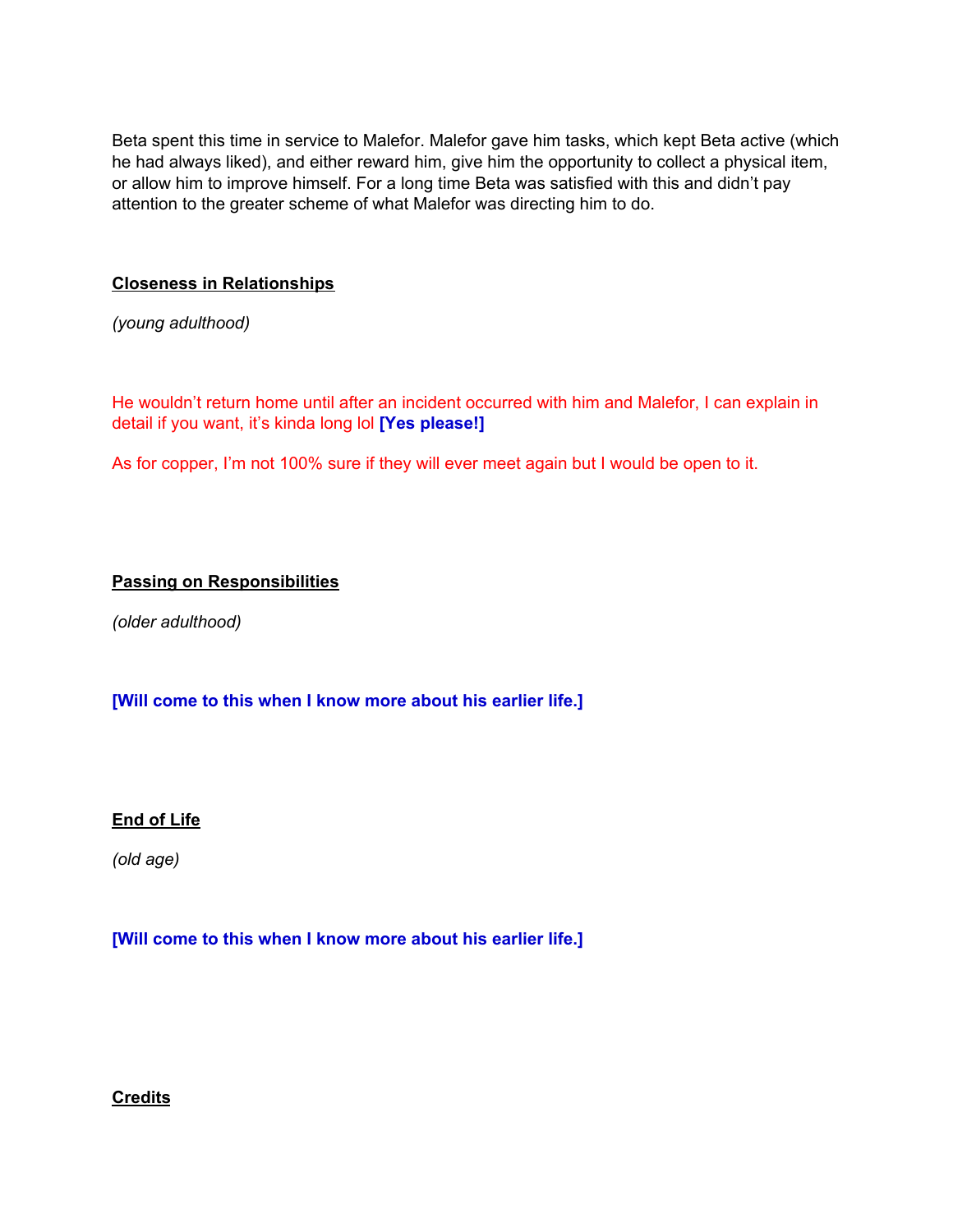Beta spent this time in service to Malefor. Malefor gave him tasks, which kept Beta active (which he had always liked), and either reward him, give him the opportunity to collect a physical item, or allow him to improve himself. For a long time Beta was satisfied with this and didn't pay attention to the greater scheme of what Malefor was directing him to do.

## Closeness in Relationships

*(young adulthood)*

He wouldn't return home until after an incident occurred with him and Malefor, I can explain in detail if you want, it's kinda long lol **[Yes please!]**

As for copper, I'm not 100% sure if they will ever meet again but I would be open to it.

## Passing on Responsibilities

*(older adulthood)*

**[Will come to this when I know more about his earlier life.]**

## End of Life

*(old age)*

**[Will come to this when I know more about his earlier life.]**

## Credits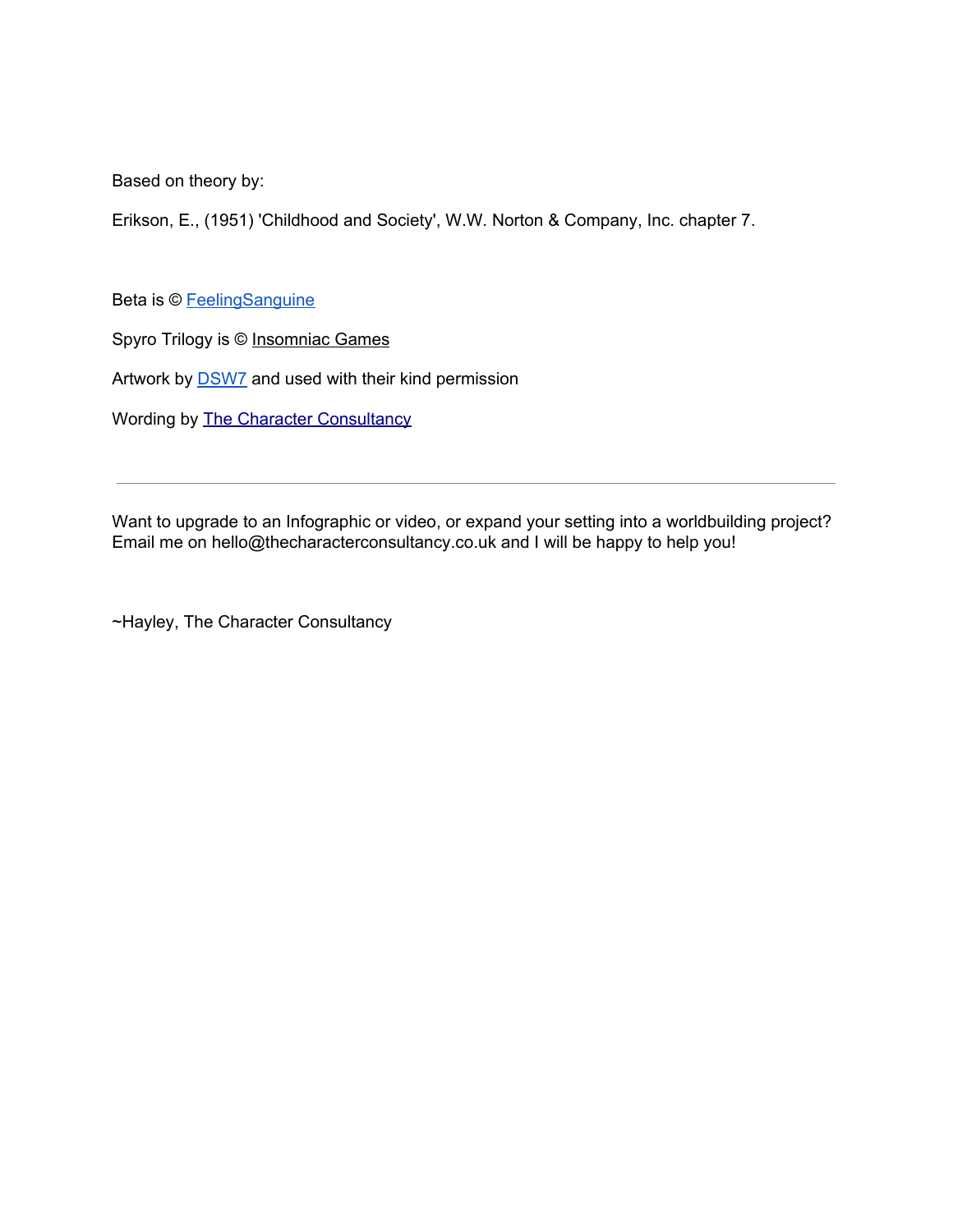Based on theory by:

Erikson, E., (1951) 'Childhood and Society', W.W. Norton & Company, Inc. chapter 7.

Beta is © FeelingSanguine

Spyro Trilogy is © Insomniac Games

Artwork by DSW7 and used with their kind permission

Wording by The Character Consultancy

---

Want to upgrade to an Infographic or video, or expand your setting into a worldbuilding project? Email me on hello@thecharacterconsultancy.co.uk and I will be happy to help you!

~Hayley, The Character Consultancy